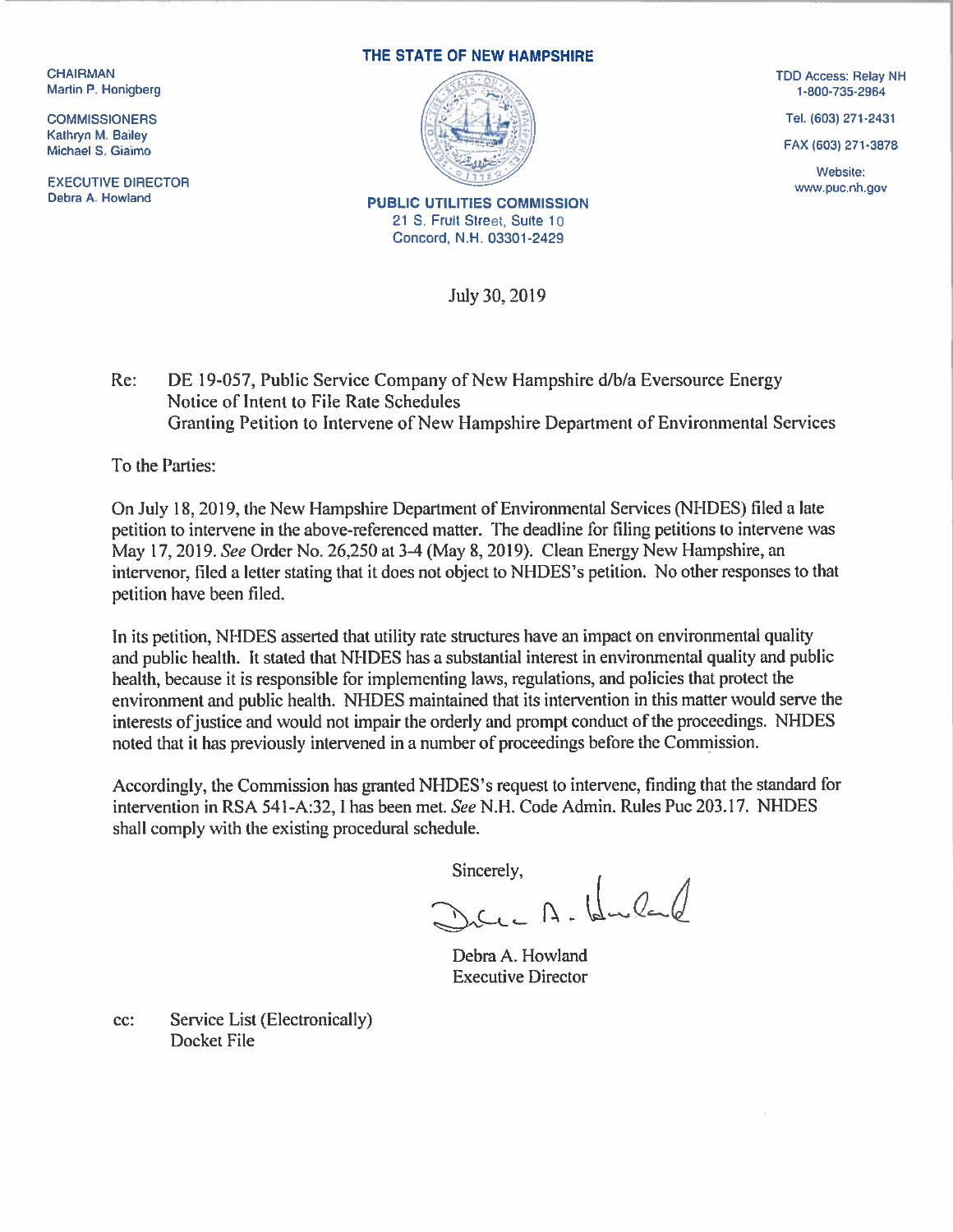CHAIRMAN
Martin P. Honigberg

COMMISSIONERS
Kathryn M. Bailey
Michael S. Giaimo

EXECUTIVE DIRECTOR
Debra A. Howland

**THE STATE OF NEW HAMPSHIRE**

**PUBLIC UTILITIES COMMISSION**
21 S. Fruit Street, Suite 10
Concord, N.H. 03301-2429

TDD Access: Relay NH
1-800-735-2964

Tel. (603) 271-2431

FAX (603) 271-3878

Website:
www.puc.nh.gov

July 30, 2019

Re: DE 19-057, Public Service Company of New Hampshire d/b/a Eversource Energy
Notice of Intent to File Rate Schedules
Granting Petition to Intervene of New Hampshire Department of Environmental Services

To the Parties:

On July 18, 2019, the New Hampshire Department of Environmental Services (NHDES) filed a late petition to intervene in the above-referenced matter. The deadline for filing petitions to intervene was May 17, 2019. *See* Order No. 26,250 at 3-4 (May 8, 2019). Clean Energy New Hampshire, an intervenor, filed a letter stating that it does not object to NHDES's petition. No other responses to that petition have been filed.

In its petition, NHDES asserted that utility rate structures have an impact on environmental quality and public health. It stated that NHDES has a substantial interest in environmental quality and public health, because it is responsible for implementing laws, regulations, and policies that protect the environment and public health. NHDES maintained that its intervention in this matter would serve the interests of justice and would not impair the orderly and prompt conduct of the proceedings. NHDES noted that it has previously intervened in a number of proceedings before the Commission.

Accordingly, the Commission has granted NHDES's request to intervene, finding that the standard for intervention in RSA 541-A:32, I has been met. *See* N.H. Code Admin. Rules Puc 203.17. NHDES shall comply with the existing procedural schedule.

Sincerely,

Debra A. Howland
Executive Director

cc: Service List (Electronically)
Docket File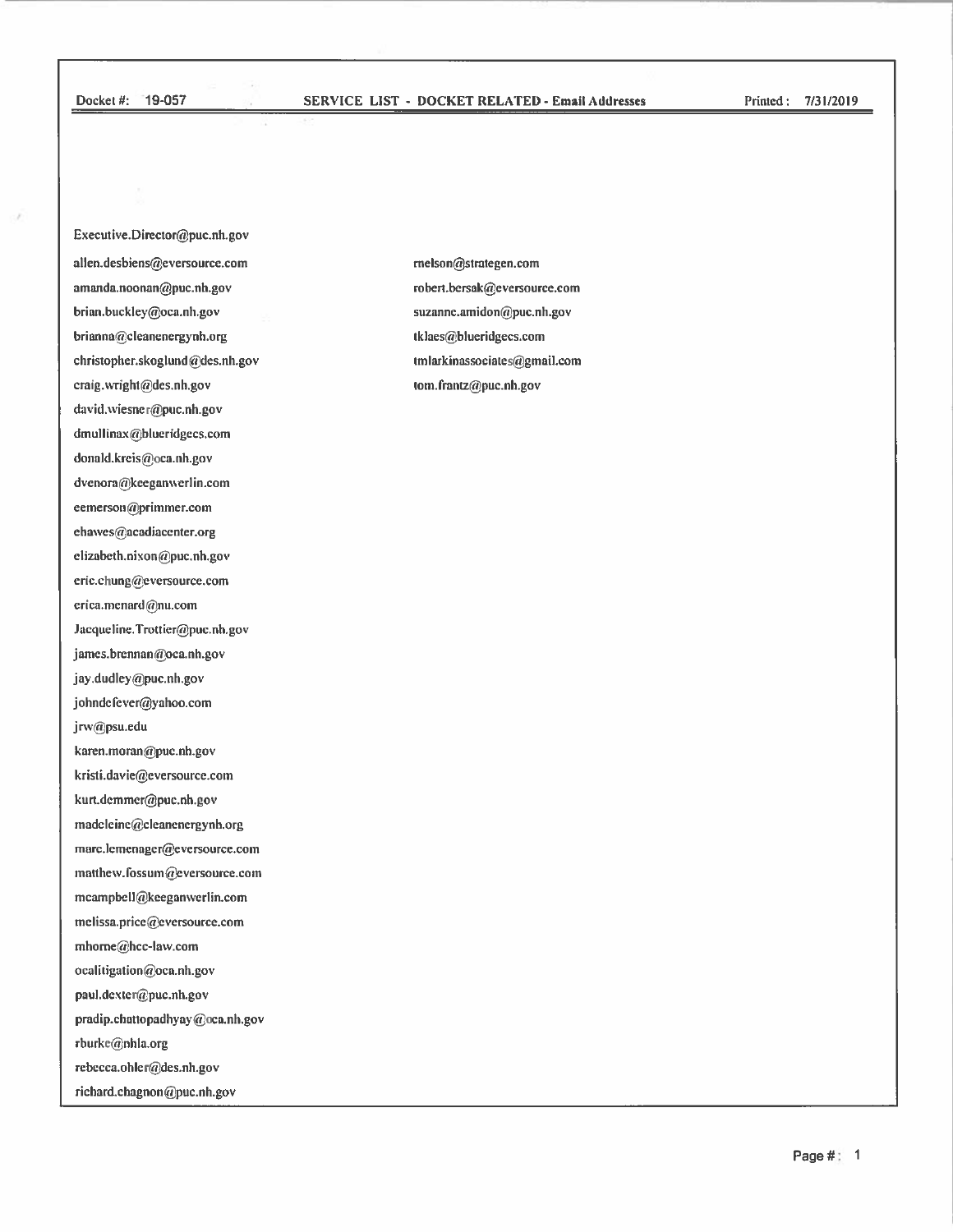Docket #: 19-057 **SERVICE LIST - DOCKET RELATED - Email Addresses** Printed: 7/31/2019

Executive.Director@puc.nh.gov

allen.desbiens@eversource.com

amanda.noonan@puc.nh.gov

brian.buckley@oca.nh.gov

brianna@cleanenergynh.org

christopher.skoglund@des.nh.gov

craig.wright@des.nh.gov

david.wiesner@puc.nh.gov

dmullinax@blueridgecs.com

donald.kreis@oca.nh.gov

dvenora@keeganwerlin.com

eemerson@primmer.com

ehawes@acadiacenter.org

elizabeth.nixon@puc.nh.gov

eric.chung@eversource.com

erica.menard@nu.com

Jacqueline.Trottier@puc.nh.gov

james.brennan@oca.nh.gov

jay.dudley@puc.nh.gov

johndefever@yahoo.com

jrw@psu.edu

karen.moran@puc.nh.gov

kristi.davie@eversource.com

kurt.demmer@puc.nh.gov

madeleine@cleanenergynh.org

marc.lemenager@eversource.com

matthew.fossum@eversource.com

mcampbell@keeganwerlin.com

melissa.price@eversource.com

mhorne@hcc-law.com

ocalitigation@oca.nh.gov

paul.dexter@puc.nh.gov

pradip.chattopadhyay@oca.nh.gov

rburke@nhla.org

rebecca.ohler@des.nh.gov

richard.chagnon@puc.nh.gov

rnelson@strategen.com

robert.bersak@eversource.com

suzanne.amidon@puc.nh.gov

tklaes@blueridgecs.com

tmlarkinassociates@gmail.com

tom.frantz@puc.nh.gov